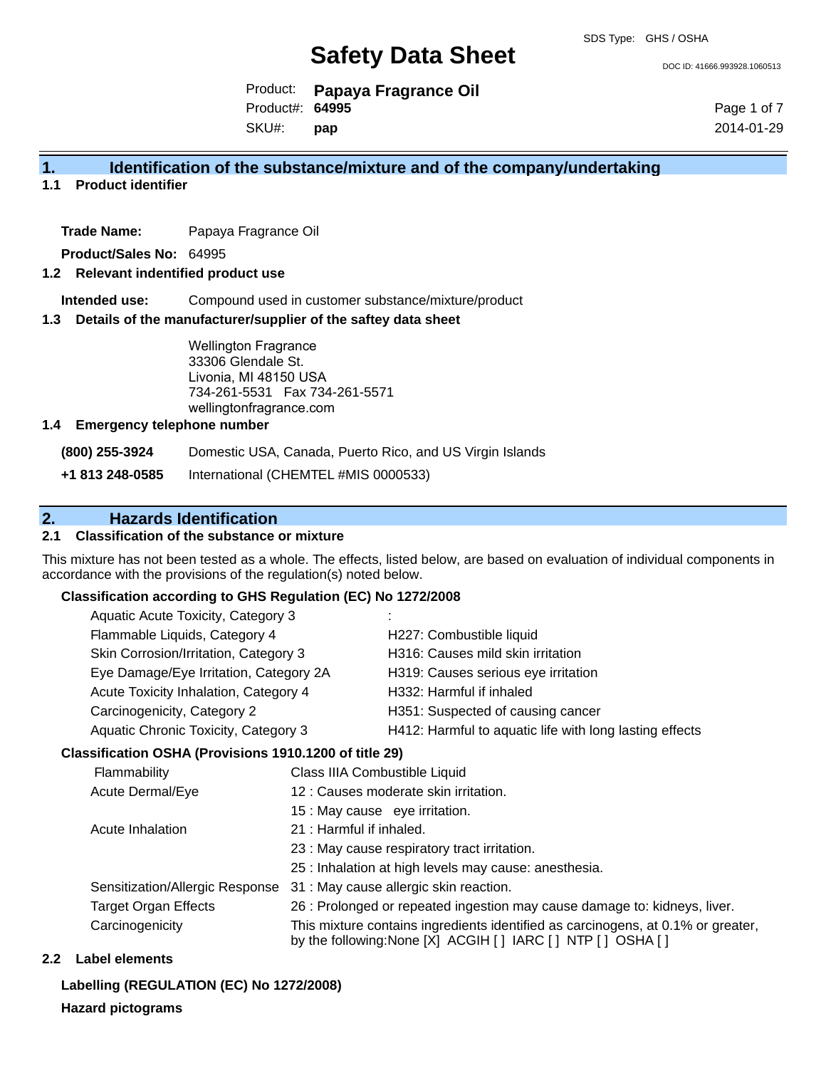SDS Type: GHS / OSHA

# Safety Data Sheet

DOC ID: 41666.993928.1060513

Product: **Papaya Fragrance Oil**
Product#: **64995**
SKU#: **pap**

2014-01-29

## 1. Identification of the substance/mixture and of the company/undertaking

### 1.1 Product identifier

**Trade Name:** Papaya Fragrance Oil

**Product/Sales No:** 64995

### 1.2 Relevant indentified product use

**Intended use:** Compound used in customer substance/mixture/product

### 1.3 Details of the manufacturer/supplier of the saftey data sheet

Wellington Fragrance
33306 Glendale St.
Livonia, MI 48150 USA
734-261-5531 Fax 734-261-5571
wellingtonfragrance.com

### 1.4 Emergency telephone number

| | |
|---|---|
| **(800) 255-3924** | Domestic USA, Canada, Puerto Rico, and US Virgin Islands |
| **+1 813 248-0585** | International (CHEMTEL #MIS 0000533) |

## 2. Hazards Identification

### 2.1 Classification of the substance or mixture

This mixture has not been tested as a whole. The effects, listed below, are based on evaluation of individual components in accordance with the provisions of the regulation(s) noted below.

**Classification according to GHS Regulation (EC) No 1272/2008**

| | |
|---|---|
| Aquatic Acute Toxicity, Category 3 | : |
| Flammable Liquids, Category 4 | H227: Combustible liquid |
| Skin Corrosion/Irritation, Category 3 | H316: Causes mild skin irritation |
| Eye Damage/Eye Irritation, Category 2A | H319: Causes serious eye irritation |
| Acute Toxicity Inhalation, Category 4 | H332: Harmful if inhaled |
| Carcinogenicity, Category 2 | H351: Suspected of causing cancer |
| Aquatic Chronic Toxicity, Category 3 | H412: Harmful to aquatic life with long lasting effects |

**Classification OSHA (Provisions 1910.1200 of title 29)**

| | |
|---|---|
| Flammability | Class IIIA Combustible Liquid |
| Acute Dermal/Eye | 12 : Causes moderate skin irritation. |
| | 15 : May cause eye irritation. |
| Acute Inhalation | 21 : Harmful if inhaled. |
| | 23 : May cause respiratory tract irritation. |
| | 25 : Inhalation at high levels may cause: anesthesia. |
| Sensitization/Allergic Response | 31 : May cause allergic skin reaction. |
| Target Organ Effects | 26 : Prolonged or repeated ingestion may cause damage to: kidneys, liver. |
| Carcinogenicity | This mixture contains ingredients identified as carcinogens, at 0.1% or greater, by the following:None [X] ACGIH [ ] IARC [ ] NTP [ ] OSHA [ ] |

### 2.2 Label elements

**Labelling (REGULATION (EC) No 1272/2008)**

**Hazard pictograms**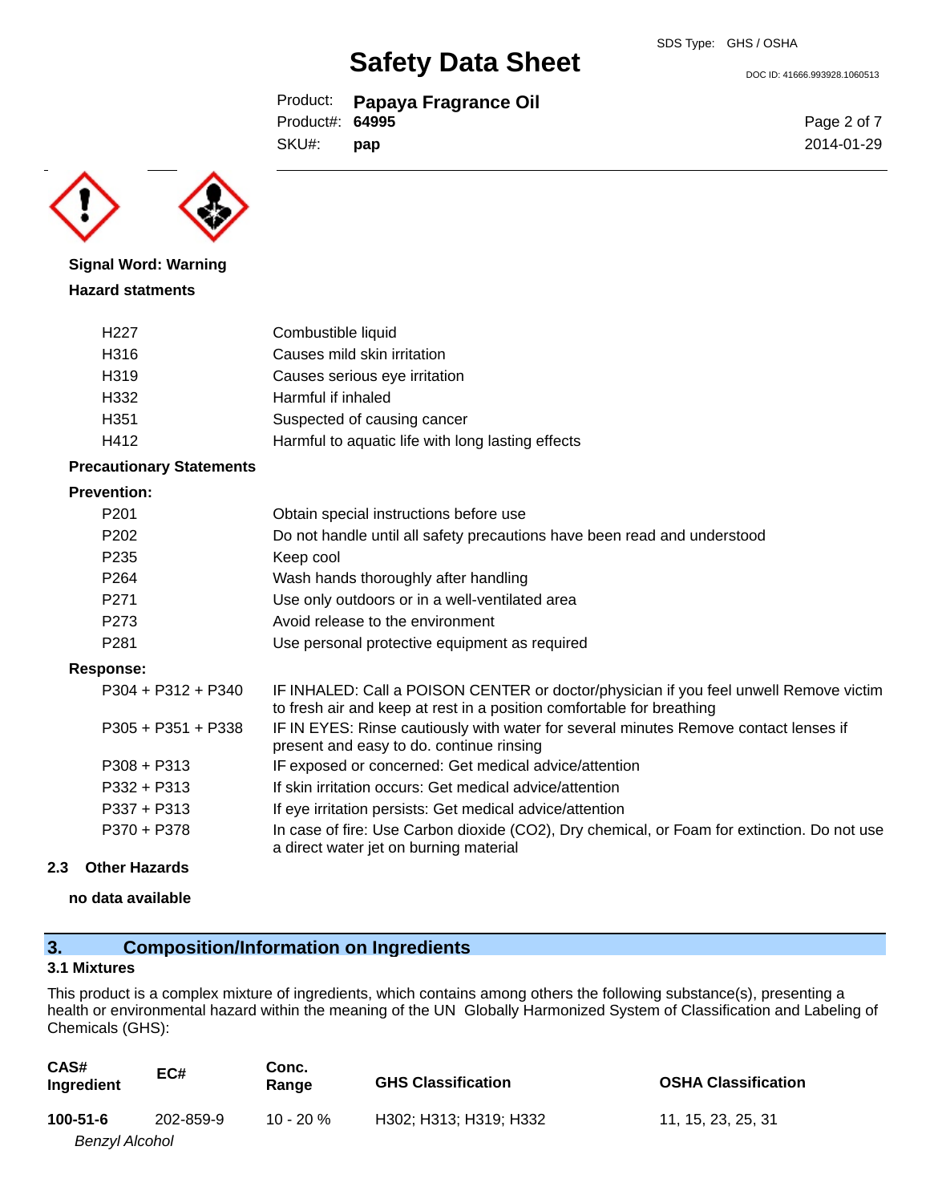**Signal Word: Warning**

**Hazard statments**

| | |
|---|---|
| H227 | Combustible liquid |
| H316 | Causes mild skin irritation |
| H319 | Causes serious eye irritation |
| H332 | Harmful if inhaled |
| H351 | Suspected of causing cancer |
| H412 | Harmful to aquatic life with long lasting effects |

**Precautionary Statements**

**Prevention:**

| | |
|---|---|
| P201 | Obtain special instructions before use |
| P202 | Do not handle until all safety precautions have been read and understood |
| P235 | Keep cool |
| P264 | Wash hands thoroughly after handling |
| P271 | Use only outdoors or in a well-ventilated area |
| P273 | Avoid release to the environment |
| P281 | Use personal protective equipment as required |

**Response:**

| | |
|---|---|
| P304 + P312 + P340 | IF INHALED: Call a POISON CENTER or doctor/physician if you feel unwell Remove victim to fresh air and keep at rest in a position comfortable for breathing |
| P305 + P351 + P338 | IF IN EYES: Rinse cautiously with water for several minutes Remove contact lenses if present and easy to do. continue rinsing |
| P308 + P313 | IF exposed or concerned: Get medical advice/attention |
| P332 + P313 | If skin irritation occurs: Get medical advice/attention |
| P337 + P313 | If eye irritation persists: Get medical advice/attention |
| P370 + P378 | In case of fire: Use Carbon dioxide ($CO_2$), Dry chemical, or Foam for extinction. Do not use a direct water jet on burning material |

### 2.3 Other Hazards

**no data available**

## 3. Composition/Information on Ingredients

### 3.1 Mixtures

This product is a complex mixture of ingredients, which contains among others the following substance(s), presenting a health or environmental hazard within the meaning of the UN Globally Harmonized System of Classification and Labeling of Chemicals (GHS):

| CAS# Ingredient | EC# | Conc. Range | GHS Classification | OSHA Classification |
|---|---|---|---|---|
| **100-51-6** *Benzyl Alcohol* | 202-859-9 | 10 - 20 % | H302; H313; H319; H332 | 11, 15, 23, 25, 31 |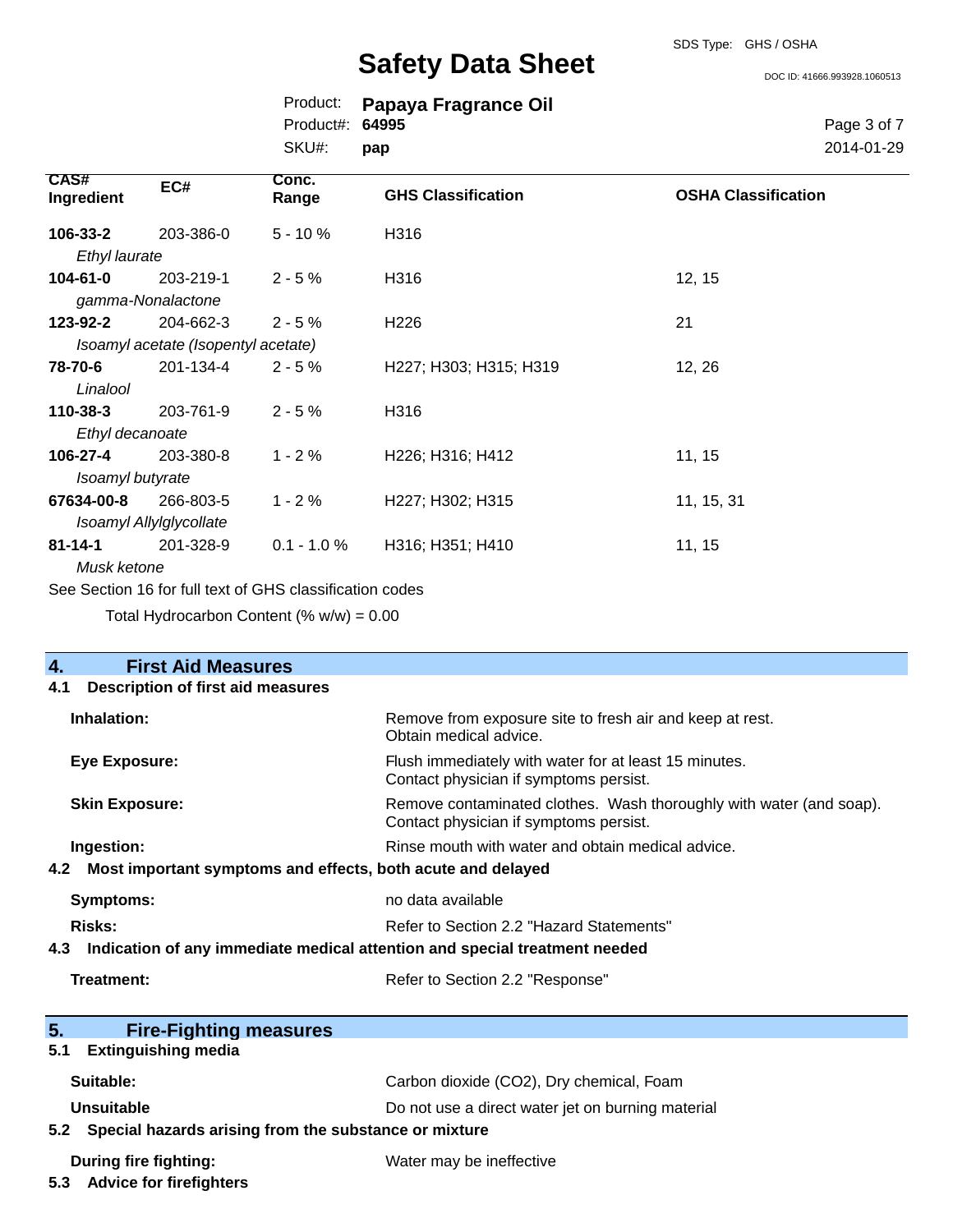| CAS# Ingredient | EC# | Conc. Range | GHS Classification | OSHA Classification |
|---|---|---|---|---|
| **106-33-2** *Ethyl laurate* | 203-386-0 | 5 - 10 % | H316 | |
| **104-61-0** *gamma-Nonalactone* | 203-219-1 | 2 - 5 % | H316 | 12, 15 |
| **123-92-2** *Isoamyl acetate (Isopentyl acetate)* | 204-662-3 | 2 - 5 % | H226 | 21 |
| **78-70-6** *Linalool* | 201-134-4 | 2 - 5 % | H227; H303; H315; H319 | 12, 26 |
| **110-38-3** *Ethyl decanoate* | 203-761-9 | 2 - 5 % | H316 | |
| **106-27-4** *Isoamyl butyrate* | 203-380-8 | 1 - 2 % | H226; H316; H412 | 11, 15 |
| **67634-00-8** *Isoamyl Allylglycollate* | 266-803-5 | 1 - 2 % | H227; H302; H315 | 11, 15, 31 |
| **81-14-1** *Musk ketone* | 201-328-9 | 0.1 - 1.0 % | H316; H351; H410 | 11, 15 |

See Section 16 for full text of GHS classification codes

Total Hydrocarbon Content (% w/w) = 0.00

## 4. First Aid Measures

### 4.1 Description of first aid measures

**Inhalation:** Remove from exposure site to fresh air and keep at rest. Obtain medical advice.

**Eye Exposure:** Flush immediately with water for at least 15 minutes. Contact physician if symptoms persist.

**Skin Exposure:** Remove contaminated clothes. Wash thoroughly with water (and soap). Contact physician if symptoms persist.

**Ingestion:** Rinse mouth with water and obtain medical advice.

### 4.2 Most important symptoms and effects, both acute and delayed

**Symptoms:** no data available

**Risks:** Refer to Section 2.2 "Hazard Statements"

### 4.3 Indication of any immediate medical attention and special treatment needed

**Treatment:** Refer to Section 2.2 "Response"

## 5. Fire-Fighting measures

### 5.1 Extinguishing media

**Suitable:** Carbon dioxide ($CO_2$), Dry chemical, Foam

**Unsuitable** Do not use a direct water jet on burning material

### 5.2 Special hazards arising from the substance or mixture

**During fire fighting:** Water may be ineffective

### 5.3 Advice for firefighters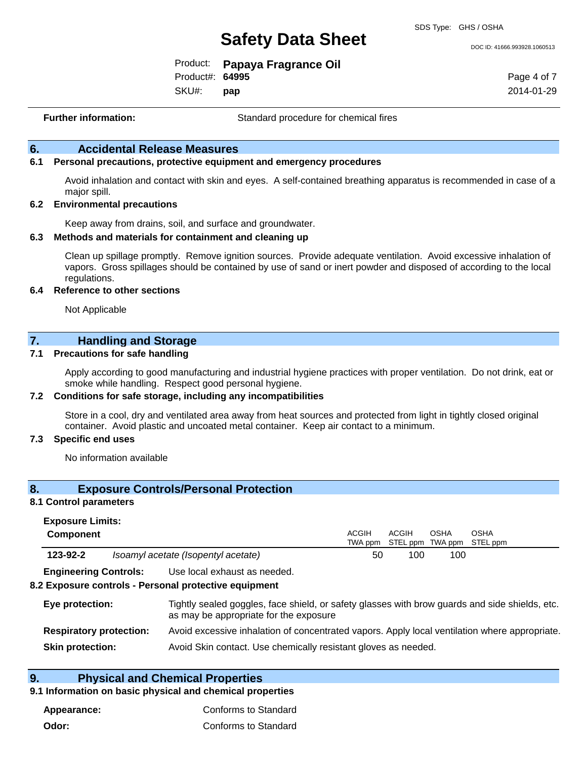**Further information:** Standard procedure for chemical fires

## 6. Accidental Release Measures

### 6.1 Personal precautions, protective equipment and emergency procedures

Avoid inhalation and contact with skin and eyes. A self-contained breathing apparatus is recommended in case of a major spill.

### 6.2 Environmental precautions

Keep away from drains, soil, and surface and groundwater.

### 6.3 Methods and materials for containment and cleaning up

Clean up spillage promptly. Remove ignition sources. Provide adequate ventilation. Avoid excessive inhalation of vapors. Gross spillages should be contained by use of sand or inert powder and disposed of according to the local regulations.

### 6.4 Reference to other sections

Not Applicable

## 7. Handling and Storage

### 7.1 Precautions for safe handling

Apply according to good manufacturing and industrial hygiene practices with proper ventilation. Do not drink, eat or smoke while handling. Respect good personal hygiene.

### 7.2 Conditions for safe storage, including any incompatibilities

Store in a cool, dry and ventilated area away from heat sources and protected from light in tightly closed original container. Avoid plastic and uncoated metal container. Keep air contact to a minimum.

### 7.3 Specific end uses

No information available

## 8. Exposure Controls/Personal Protection

### 8.1 Control parameters

**Exposure Limits:**

| Component | | ACGIH TWA ppm | ACGIH STEL ppm | OSHA TWA ppm | OSHA STEL ppm |
|---|---|---|---|---|---|
| **123-92-2** | *Isoamyl acetate (Isopentyl acetate)* | 50 | 100 | 100 | |

**Engineering Controls:** Use local exhaust as needed.

### 8.2 Exposure controls - Personal protective equipment

**Eye protection:** Tightly sealed goggles, face shield, or safety glasses with brow guards and side shields, etc. as may be appropriate for the exposure

**Respiratory protection:** Avoid excessive inhalation of concentrated vapors. Apply local ventilation where appropriate.

**Skin protection:** Avoid Skin contact. Use chemically resistant gloves as needed.

## 9. Physical and Chemical Properties

### 9.1 Information on basic physical and chemical properties

**Appearance:** Conforms to Standard

**Odor:** Conforms to Standard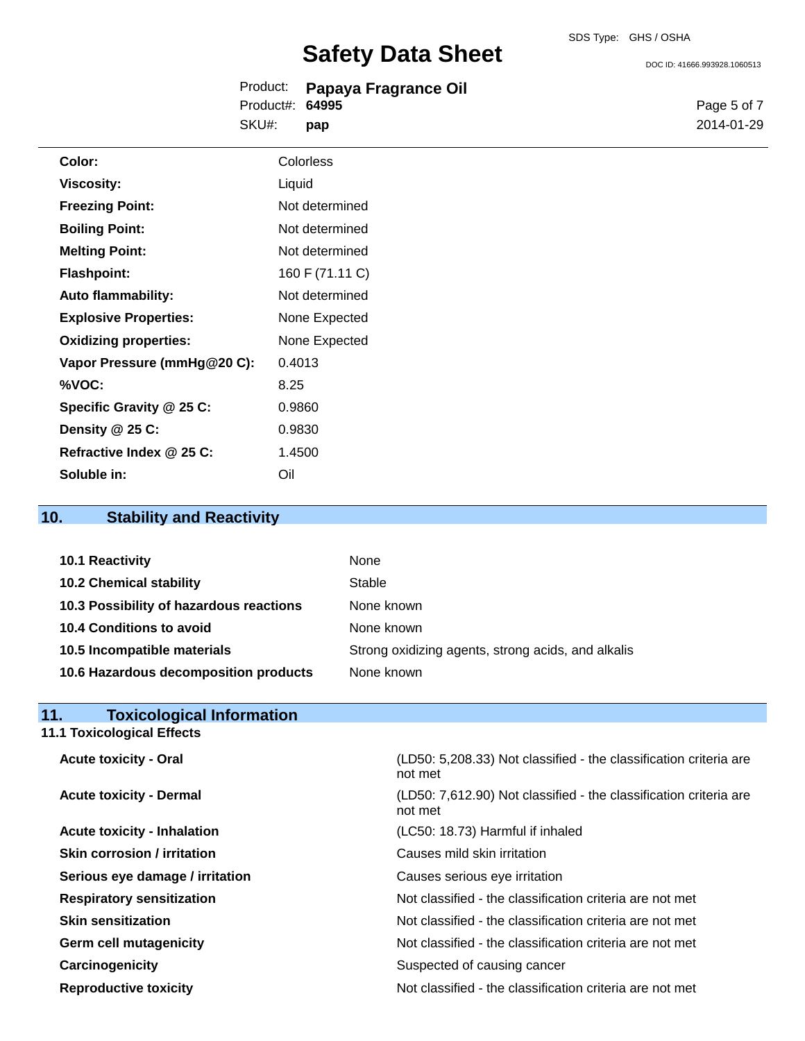| | |
|---|---|
| **Color:** | Colorless |
| **Viscosity:** | Liquid |
| **Freezing Point:** | Not determined |
| **Boiling Point:** | Not determined |
| **Melting Point:** | Not determined |
| **Flashpoint:** | 160 F (71.11 C) |
| **Auto flammability:** | Not determined |
| **Explosive Properties:** | None Expected |
| **Oxidizing properties:** | None Expected |
| **Vapor Pressure (mmHg@20 C):** | 0.4013 |
| **%VOC:** | 8.25 |
| **Specific Gravity @ 25 C:** | 0.9860 |
| **Density @ 25 C:** | 0.9830 |
| **Refractive Index @ 25 C:** | 1.4500 |
| **Soluble in:** | Oil |

## 10. Stability and Reactivity

| | |
|---|---|
| **10.1 Reactivity** | None |
| **10.2 Chemical stability** | Stable |
| **10.3 Possibility of hazardous reactions** | None known |
| **10.4 Conditions to avoid** | None known |
| **10.5 Incompatible materials** | Strong oxidizing agents, strong acids, and alkalis |
| **10.6 Hazardous decomposition products** | None known |

## 11. Toxicological Information

### 11.1 Toxicological Effects

| | |
|---|---|
| **Acute toxicity - Oral** | (LD50: 5,208.33) Not classified - the classification criteria are not met |
| **Acute toxicity - Dermal** | (LD50: 7,612.90) Not classified - the classification criteria are not met |
| **Acute toxicity - Inhalation** | (LC50: 18.73) Harmful if inhaled |
| **Skin corrosion / irritation** | Causes mild skin irritation |
| **Serious eye damage / irritation** | Causes serious eye irritation |
| **Respiratory sensitization** | Not classified - the classification criteria are not met |
| **Skin sensitization** | Not classified - the classification criteria are not met |
| **Germ cell mutagenicity** | Not classified - the classification criteria are not met |
| **Carcinogenicity** | Suspected of causing cancer |
| **Reproductive toxicity** | Not classified - the classification criteria are not met |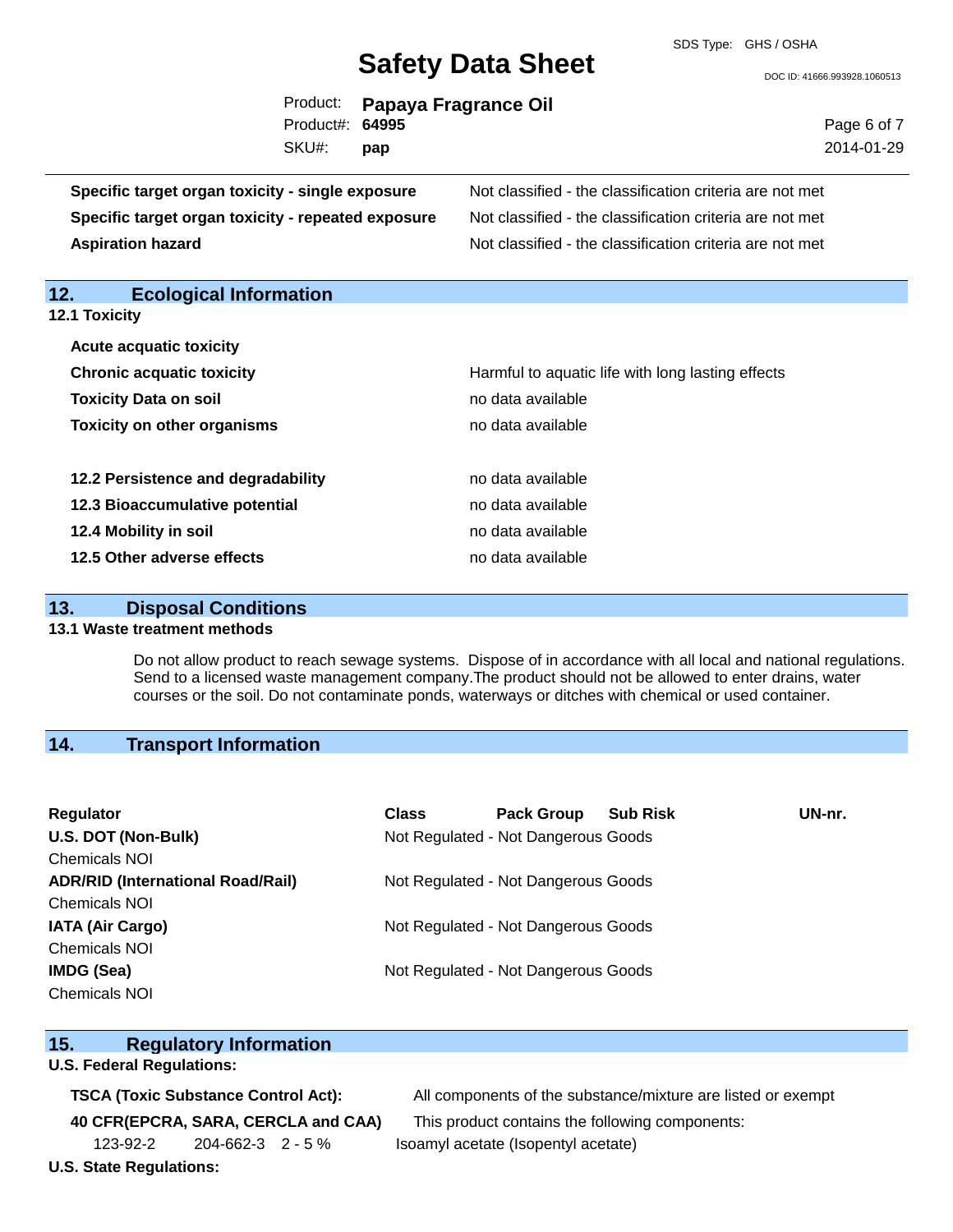| | |
|---|---|
| **Specific target organ toxicity - single exposure** | Not classified - the classification criteria are not met |
| **Specific target organ toxicity - repeated exposure** | Not classified - the classification criteria are not met |
| **Aspiration hazard** | Not classified - the classification criteria are not met |

## 12. Ecological Information

### 12.1 Toxicity

| | |
|---|---|
| **Acute acquatic toxicity** | |
| **Chronic acquatic toxicity** | Harmful to aquatic life with long lasting effects |
| **Toxicity Data on soil** | no data available |
| **Toxicity on other organisms** | no data available |

| | |
|---|---|
| **12.2 Persistence and degradability** | no data available |
| **12.3 Bioaccumulative potential** | no data available |
| **12.4 Mobility in soil** | no data available |
| **12.5 Other adverse effects** | no data available |

## 13. Disposal Conditions

### 13.1 Waste treatment methods

Do not allow product to reach sewage systems. Dispose of in accordance with all local and national regulations. Send to a licensed waste management company.The product should not be allowed to enter drains, water courses or the soil. Do not contaminate ponds, waterways or ditches with chemical or used container.

## 14. Transport Information

| Regulator | Class | Pack Group | Sub Risk | UN-nr. |
|---|---|---|---|---|
| **U.S. DOT (Non-Bulk)**<br>Chemicals NOI | Not Regulated - Not Dangerous Goods | | | |
| **ADR/RID (International Road/Rail)**<br>Chemicals NOI | Not Regulated - Not Dangerous Goods | | | |
| **IATA (Air Cargo)**<br>Chemicals NOI | Not Regulated - Not Dangerous Goods | | | |
| **IMDG (Sea)**<br>Chemicals NOI | Not Regulated - Not Dangerous Goods | | | |

## 15. Regulatory Information

**U.S. Federal Regulations:**

| | |
|---|---|
| **TSCA (Toxic Substance Control Act):** | All components of the substance/mixture are listed or exempt |
| **40 CFR(EPCRA, SARA, CERCLA and CAA)** | This product contains the following components: |

| | | | |
|---|---|---|---|
| 123-92-2 | 204-662-3 | 2 - 5 % | Isoamyl acetate (Isopentyl acetate) |

**U.S. State Regulations:**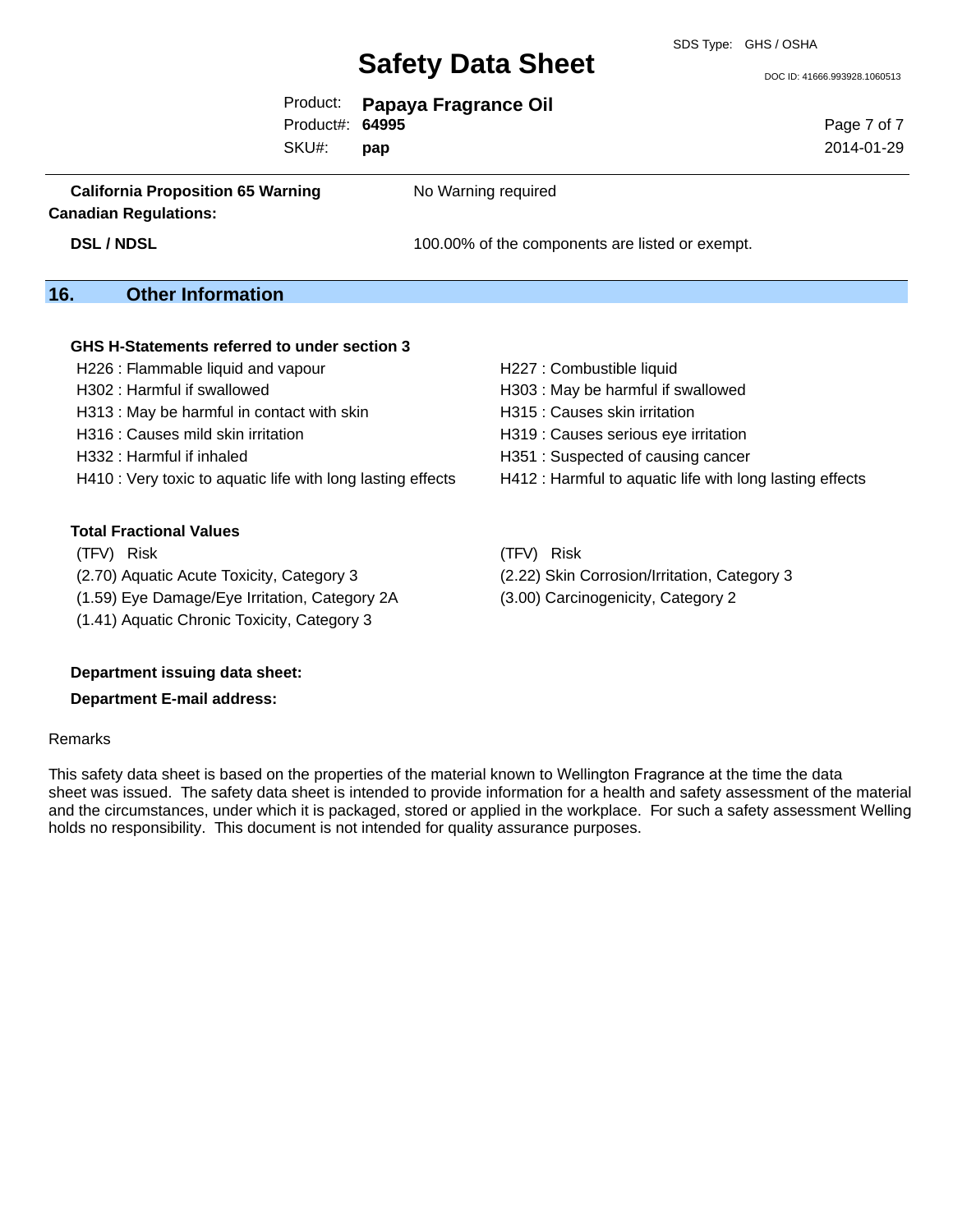**California Proposition 65 Warning** No Warning required

**Canadian Regulations:**

**DSL / NDSL** 100.00% of the components are listed or exempt.

## 16. Other Information

**GHS H-Statements referred to under section 3**

H226 : Flammable liquid and vapour

H227 : Combustible liquid

H302 : Harmful if swallowed

H303 : May be harmful if swallowed

H313 : May be harmful in contact with skin

H315 : Causes skin irritation

H316 : Causes mild skin irritation

H319 : Causes serious eye irritation

H332 : Harmful if inhaled

H351 : Suspected of causing cancer

H410 : Very toxic to aquatic life with long lasting effects

H412 : Harmful to aquatic life with long lasting effects

**Total Fractional Values**

(TFV) Risk

(2.70) Aquatic Acute Toxicity, Category 3

(2.22) Skin Corrosion/Irritation, Category 3

(1.59) Eye Damage/Eye Irritation, Category 2A

(3.00) Carcinogenicity, Category 2

(1.41) Aquatic Chronic Toxicity, Category 3

**Department issuing data sheet:**

**Department E-mail address:**

Remarks

This safety data sheet is based on the properties of the material known to Wellington Fragrance at the time the data sheet was issued. The safety data sheet is intended to provide information for a health and safety assessment of the material and the circumstances, under which it is packaged, stored or applied in the workplace. For such a safety assessment Welling holds no responsibility. This document is not intended for quality assurance purposes.